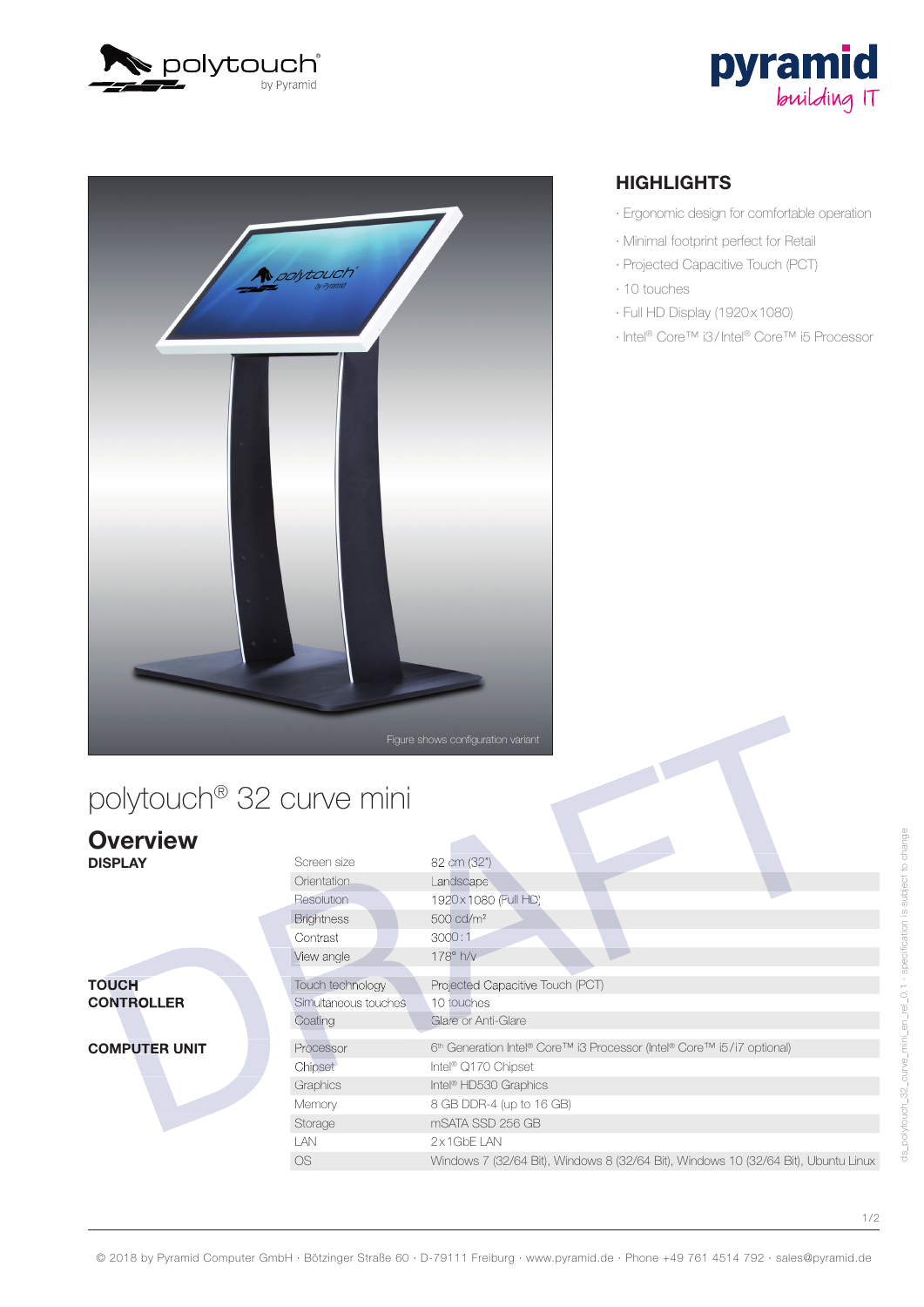## HIGHLIGHTS

- Ergonomic design for comfortable operation
- Minimal footprint perfect for Retail
- Projected Capacitive Touch (PCT)
- 10 touches
- Full HD Display (1920 x 1080)
- Intel® Core™ i3 / Intel® Core™ i5 Processor

Figure shows configuration variant

# polytouch® 32 curve mini

## Overview

| | | |
|---|---|---|
| **DISPLAY** | Screen size | 82 cm (32") |
| | Orientation | Landscape |
| | Resolution | 1920 x 1080 (Full HD) |
| | Brightness | 500 cd/m² |
| | Contrast | 3000 : 1 |
| | View angle | 178° h/v |
| **TOUCH CONTROLLER** | Touch technology | Projected Capacitive Touch (PCT) |
| | Simultaneous touches | 10 touches |
| | Coating | Glare or Anti-Glare |
| **COMPUTER UNIT** | Processor | 6th Generation Intel® Core™ i3 Processor (Intel® Core™ i5 / i7 optional) |
| | Chipset | Intel® Q170 Chipset |
| | Graphics | Intel® HD530 Graphics |
| | Memory | 8 GB DDR-4 (up to 16 GB) |
| | Storage | mSATA SSD 256 GB |
| | LAN | 2 x 1GbE LAN |
| | OS | Windows 7 (32/64 Bit), Windows 8 (32/64 Bit), Windows 10 (32/64 Bit), Ubuntu Linux |

© 2018 by Pyramid Computer GmbH · Bötzinger Straße 60 · D-79111 Freiburg · www.pyramid.de · Phone +49 761 4514 792 · sales@pyramid.de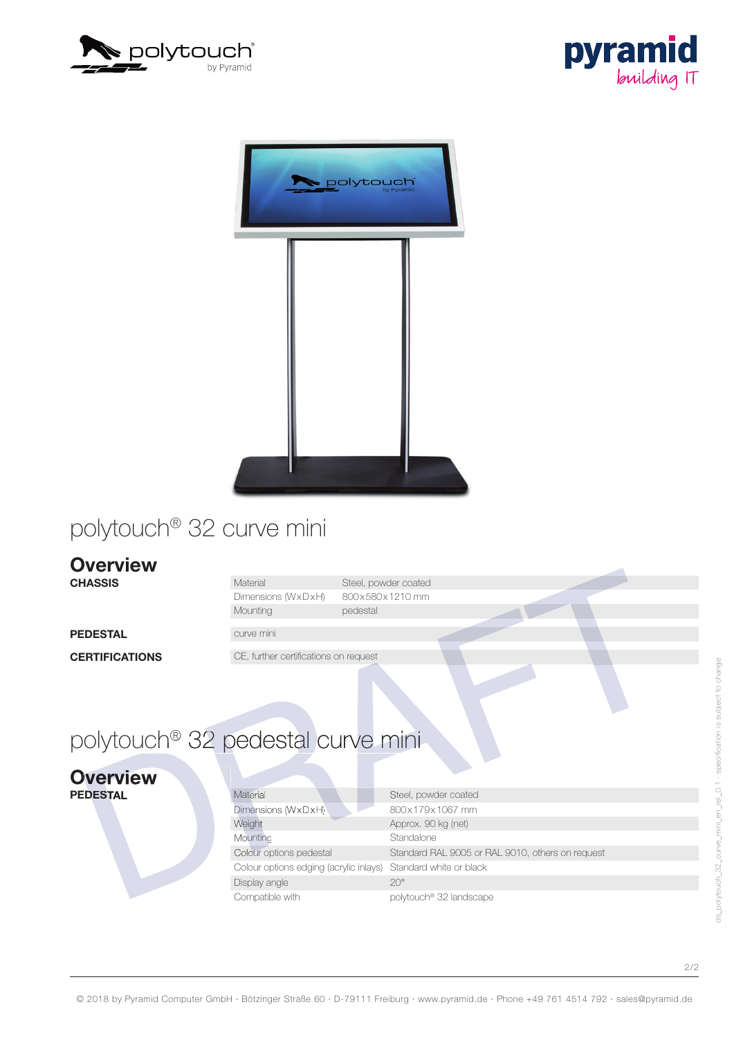# polytouch® 32 curve mini

## Overview

**CHASSIS**

| | |
|---|---|
| Material | Steel, powder coated |
| Dimensions (WxDxH) | 800x580x1210 mm |
| Mounting | pedestal |

**PEDESTAL**

curve mini

**CERTIFICATIONS**

CE, further certifications on request

DRAFT

# polytouch® 32 pedestal curve mini

## Overview

**PEDESTAL**

| | |
|---|---|
| Material | Steel, powder coated |
| Dimensions (WxDxH) | 800x179x1067 mm |
| Weight | Approx. 90 kg (net) |
| Mounting | Standalone |
| Colour options pedestal | Standard RAL 9005 or RAL 9010, others on request |
| Colour options edging (acrylic inlays) | Standard white or black |
| Display angle | 20° |
| Compatible with | polytouch® 32 landscape |

ds_polytouch_32_curve_mini_en_rel_0.1 · specification is subject to change

© 2018 by Pyramid Computer GmbH · Bötzinger Straße 60 · D-79111 Freiburg · www.pyramid.de · Phone +49 761 4514 792 · sales@pyramid.de